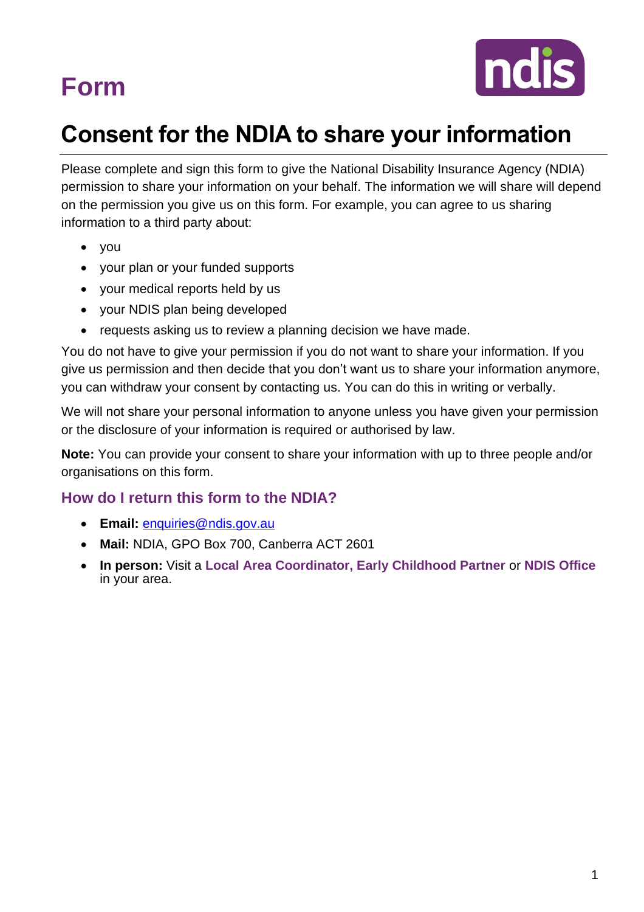# Form

# Consent for the NDIA to share your information

Please complete and sign this form to give the National Disability Insurance Agency (NDIA) permission to share your information on your behalf. The information we will share will depend on the permission you give us on this form. For example, you can agree to us sharing information to a third party about:

- you
- your plan or your funded supports
- your medical reports held by us
- your NDIS plan being developed
- requests asking us to review a planning decision we have made.

You do not have to give your permission if you do not want to share your information. If you give us permission and then decide that you don't want us to share your information anymore, you can withdraw your consent by contacting us. You can do this in writing or verbally.

We will not share your personal information to anyone unless you have given your permission or the disclosure of your information is required or authorised by law.

**Note:** You can provide your consent to share your information with up to three people and/or organisations on this form.

## How do I return this form to the NDIA?

- **Email:** enquiries@ndis.gov.au
- **Mail:** NDIA, GPO Box 700, Canberra ACT 2601
- **In person:** Visit a **Local Area Coordinator, Early Childhood Partner** or **NDIS Office** in your area.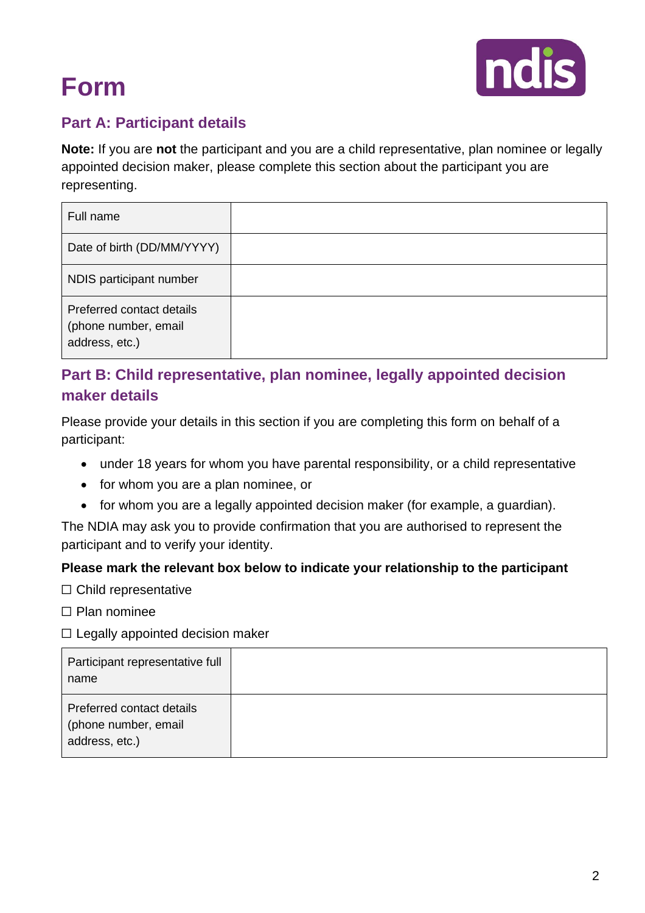# Form

## Part A: Participant details

**Note:** If you are **not** the participant and you are a child representative, plan nominee or legally appointed decision maker, please complete this section about the participant you are representing.

| Full name | |
|---|---|
| Date of birth (DD/MM/YYYY) | |
| NDIS participant number | |
| Preferred contact details (phone number, email address, etc.) | |

## Part B: Child representative, plan nominee, legally appointed decision maker details

Please provide your details in this section if you are completing this form on behalf of a participant:

- under 18 years for whom you have parental responsibility, or a child representative
- for whom you are a plan nominee, or
- for whom you are a legally appointed decision maker (for example, a guardian).

The NDIA may ask you to provide confirmation that you are authorised to represent the participant and to verify your identity.

**Please mark the relevant box below to indicate your relationship to the participant**

☐ Child representative

☐ Plan nominee

☐ Legally appointed decision maker

| Participant representative full name | |
|---|---|
| Preferred contact details (phone number, email address, etc.) | |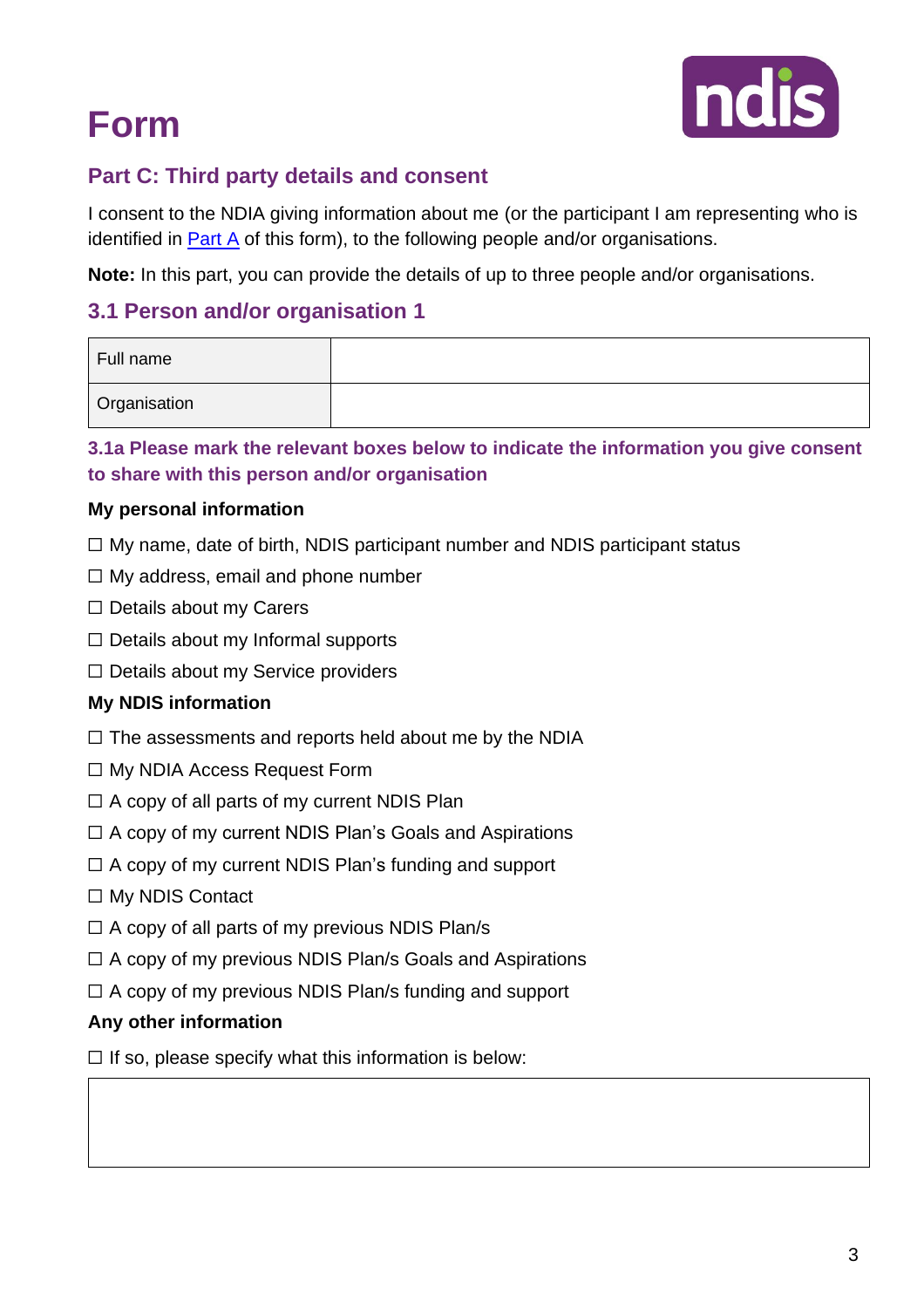# Form

## Part C: Third party details and consent

I consent to the NDIA giving information about me (or the participant I am representing who is identified in Part A of this form), to the following people and/or organisations.

**Note:** In this part, you can provide the details of up to three people and/or organisations.

### 3.1 Person and/or organisation 1

| Full name | |
|---|---|
| Organisation | |

#### 3.1a Please mark the relevant boxes below to indicate the information you give consent to share with this person and/or organisation

**My personal information**

☐ My name, date of birth, NDIS participant number and NDIS participant status

☐ My address, email and phone number

☐ Details about my Carers

☐ Details about my Informal supports

☐ Details about my Service providers

**My NDIS information**

☐ The assessments and reports held about me by the NDIA

☐ My NDIA Access Request Form

☐ A copy of all parts of my current NDIS Plan

☐ A copy of my current NDIS Plan's Goals and Aspirations

☐ A copy of my current NDIS Plan's funding and support

☐ My NDIS Contact

☐ A copy of all parts of my previous NDIS Plan/s

☐ A copy of my previous NDIS Plan/s Goals and Aspirations

☐ A copy of my previous NDIS Plan/s funding and support

**Any other information**

☐ If so, please specify what this information is below:

| |
|---|
| |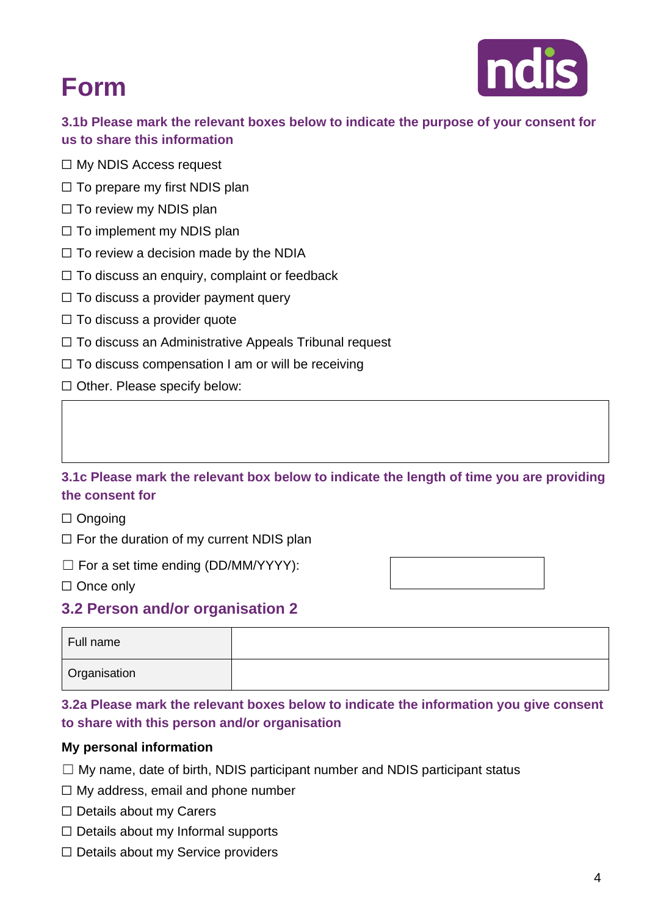# Form

### 3.1b Please mark the relevant boxes below to indicate the purpose of your consent for us to share this information

☐ My NDIS Access request

☐ To prepare my first NDIS plan

☐ To review my NDIS plan

☐ To implement my NDIS plan

☐ To review a decision made by the NDIA

☐ To discuss an enquiry, complaint or feedback

☐ To discuss a provider payment query

☐ To discuss a provider quote

☐ To discuss an Administrative Appeals Tribunal request

☐ To discuss compensation I am or will be receiving

☐ Other. Please specify below:

| |
|---|
| |

### 3.1c Please mark the relevant box below to indicate the length of time you are providing the consent for

☐ Ongoing

☐ For the duration of my current NDIS plan

☐ For a set time ending (DD/MM/YYYY):

☐ Once only

## 3.2 Person and/or organisation 2

| | |
|---|---|
| Full name | |
| Organisation | |

### 3.2a Please mark the relevant boxes below to indicate the information you give consent to share with this person and/or organisation

**My personal information**

☐ My name, date of birth, NDIS participant number and NDIS participant status

☐ My address, email and phone number

☐ Details about my Carers

☐ Details about my Informal supports

☐ Details about my Service providers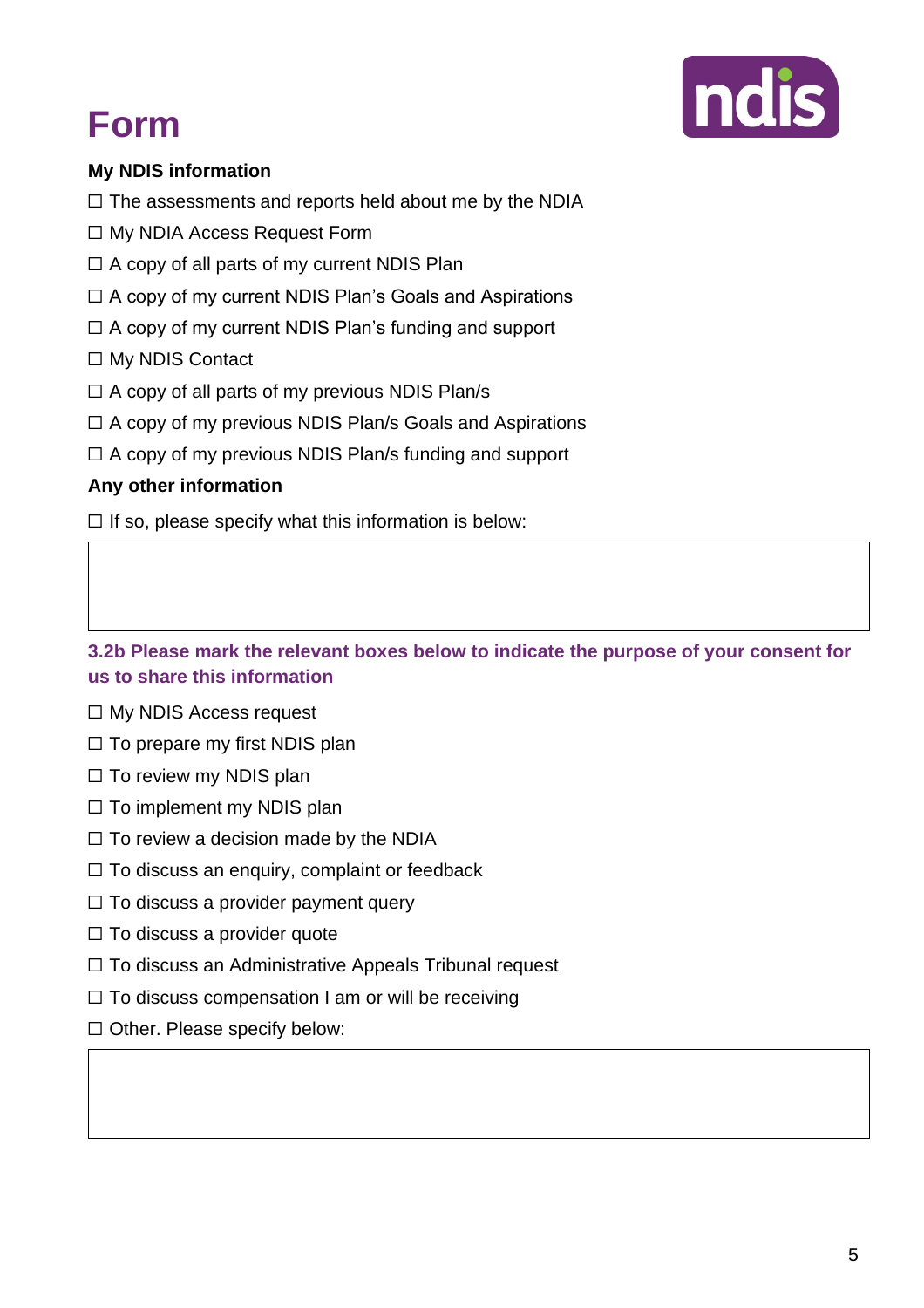# Form

**My NDIS information**

☐ The assessments and reports held about me by the NDIA

☐ My NDIA Access Request Form

☐ A copy of all parts of my current NDIS Plan

☐ A copy of my current NDIS Plan's Goals and Aspirations

☐ A copy of my current NDIS Plan's funding and support

☐ My NDIS Contact

☐ A copy of all parts of my previous NDIS Plan/s

☐ A copy of my previous NDIS Plan/s Goals and Aspirations

☐ A copy of my previous NDIS Plan/s funding and support

**Any other information**

☐ If so, please specify what this information is below:

|   |
|---|
|   |

### 3.2b Please mark the relevant boxes below to indicate the purpose of your consent for us to share this information

☐ My NDIS Access request

☐ To prepare my first NDIS plan

☐ To review my NDIS plan

☐ To implement my NDIS plan

☐ To review a decision made by the NDIA

☐ To discuss an enquiry, complaint or feedback

☐ To discuss a provider payment query

☐ To discuss a provider quote

☐ To discuss an Administrative Appeals Tribunal request

☐ To discuss compensation I am or will be receiving

☐ Other. Please specify below:

|   |
|---|
|   |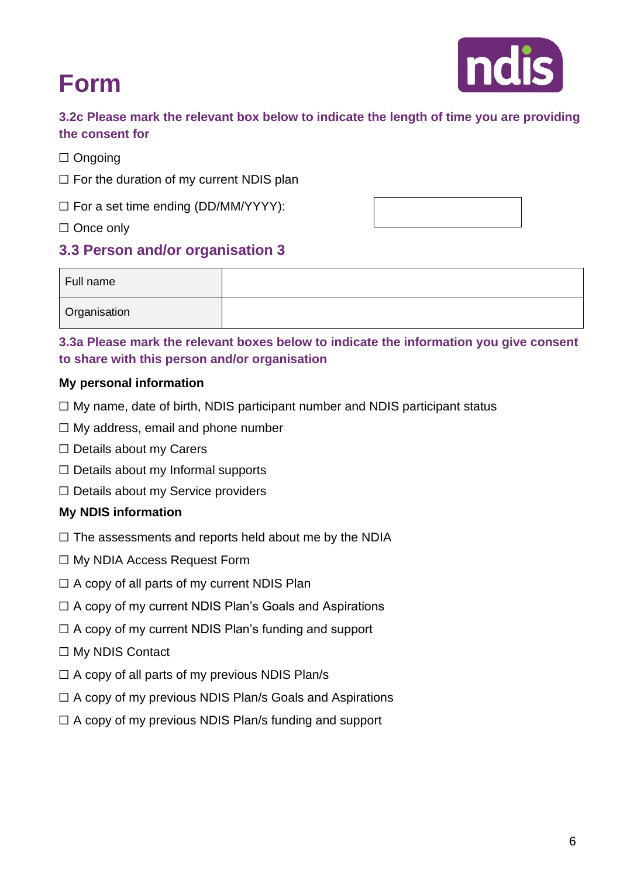# Form

### 3.2c Please mark the relevant box below to indicate the length of time you are providing the consent for

☐ Ongoing

☐ For the duration of my current NDIS plan

☐ For a set time ending (DD/MM/YYYY):

☐ Once only

## 3.3 Person and/or organisation 3

| Full name | |
|---|---|
| Organisation | |

### 3.3a Please mark the relevant boxes below to indicate the information you give consent to share with this person and/or organisation

**My personal information**

☐ My name, date of birth, NDIS participant number and NDIS participant status

☐ My address, email and phone number

☐ Details about my Carers

☐ Details about my Informal supports

☐ Details about my Service providers

**My NDIS information**

☐ The assessments and reports held about me by the NDIA

☐ My NDIA Access Request Form

☐ A copy of all parts of my current NDIS Plan

☐ A copy of my current NDIS Plan's Goals and Aspirations

☐ A copy of my current NDIS Plan's funding and support

☐ My NDIS Contact

☐ A copy of all parts of my previous NDIS Plan/s

☐ A copy of my previous NDIS Plan/s Goals and Aspirations

☐ A copy of my previous NDIS Plan/s funding and support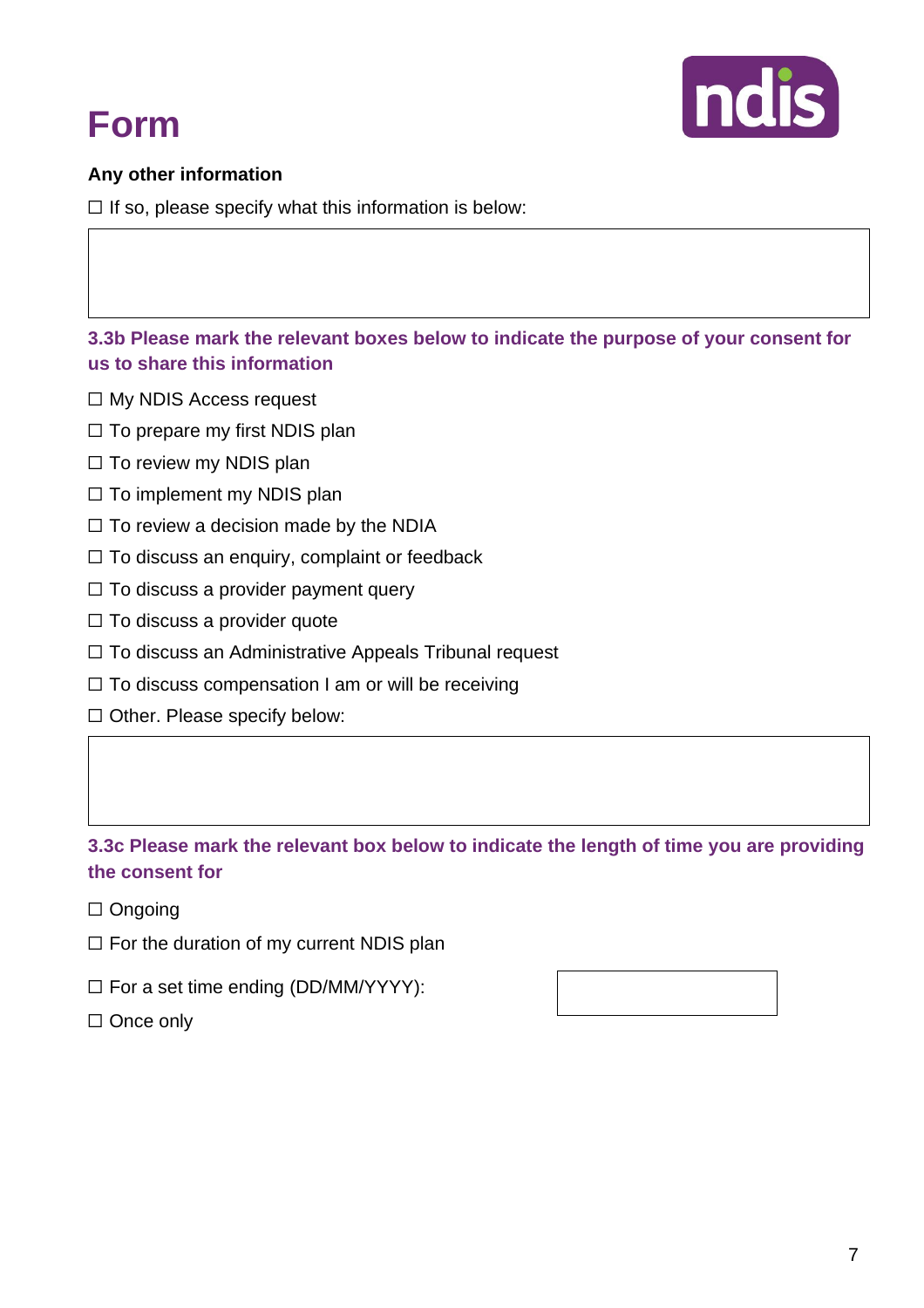# Form

**Any other information**

☐ If so, please specify what this information is below:

### 3.3b Please mark the relevant boxes below to indicate the purpose of your consent for us to share this information

☐ My NDIS Access request

☐ To prepare my first NDIS plan

☐ To review my NDIS plan

☐ To implement my NDIS plan

☐ To review a decision made by the NDIA

☐ To discuss an enquiry, complaint or feedback

☐ To discuss a provider payment query

☐ To discuss a provider quote

☐ To discuss an Administrative Appeals Tribunal request

☐ To discuss compensation I am or will be receiving

☐ Other. Please specify below:

### 3.3c Please mark the relevant box below to indicate the length of time you are providing the consent for

☐ Ongoing

☐ For the duration of my current NDIS plan

☐ For a set time ending (DD/MM/YYYY):

☐ Once only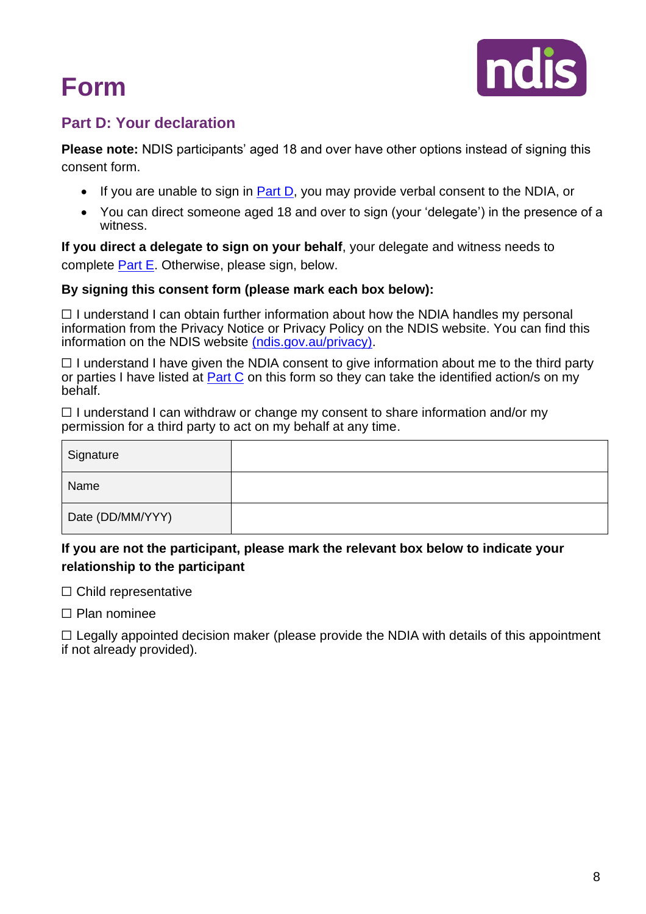# Form

## Part D: Your declaration

**Please note:** NDIS participants' aged 18 and over have other options instead of signing this consent form.

- If you are unable to sign in Part D, you may provide verbal consent to the NDIA, or
- You can direct someone aged 18 and over to sign (your 'delegate') in the presence of a witness.

**If you direct a delegate to sign on your behalf**, your delegate and witness needs to complete Part E. Otherwise, please sign, below.

**By signing this consent form (please mark each box below):**

☐ I understand I can obtain further information about how the NDIA handles my personal information from the Privacy Notice or Privacy Policy on the NDIS website. You can find this information on the NDIS website (ndis.gov.au/privacy).

☐ I understand I have given the NDIA consent to give information about me to the third party or parties I have listed at Part C on this form so they can take the identified action/s on my behalf.

☐ I understand I can withdraw or change my consent to share information and/or my permission for a third party to act on my behalf at any time.

| | |
|---|---|
| Signature | |
| Name | |
| Date (DD/MM/YYY) | |

**If you are not the participant, please mark the relevant box below to indicate your relationship to the participant**

☐ Child representative

☐ Plan nominee

☐ Legally appointed decision maker (please provide the NDIA with details of this appointment if not already provided).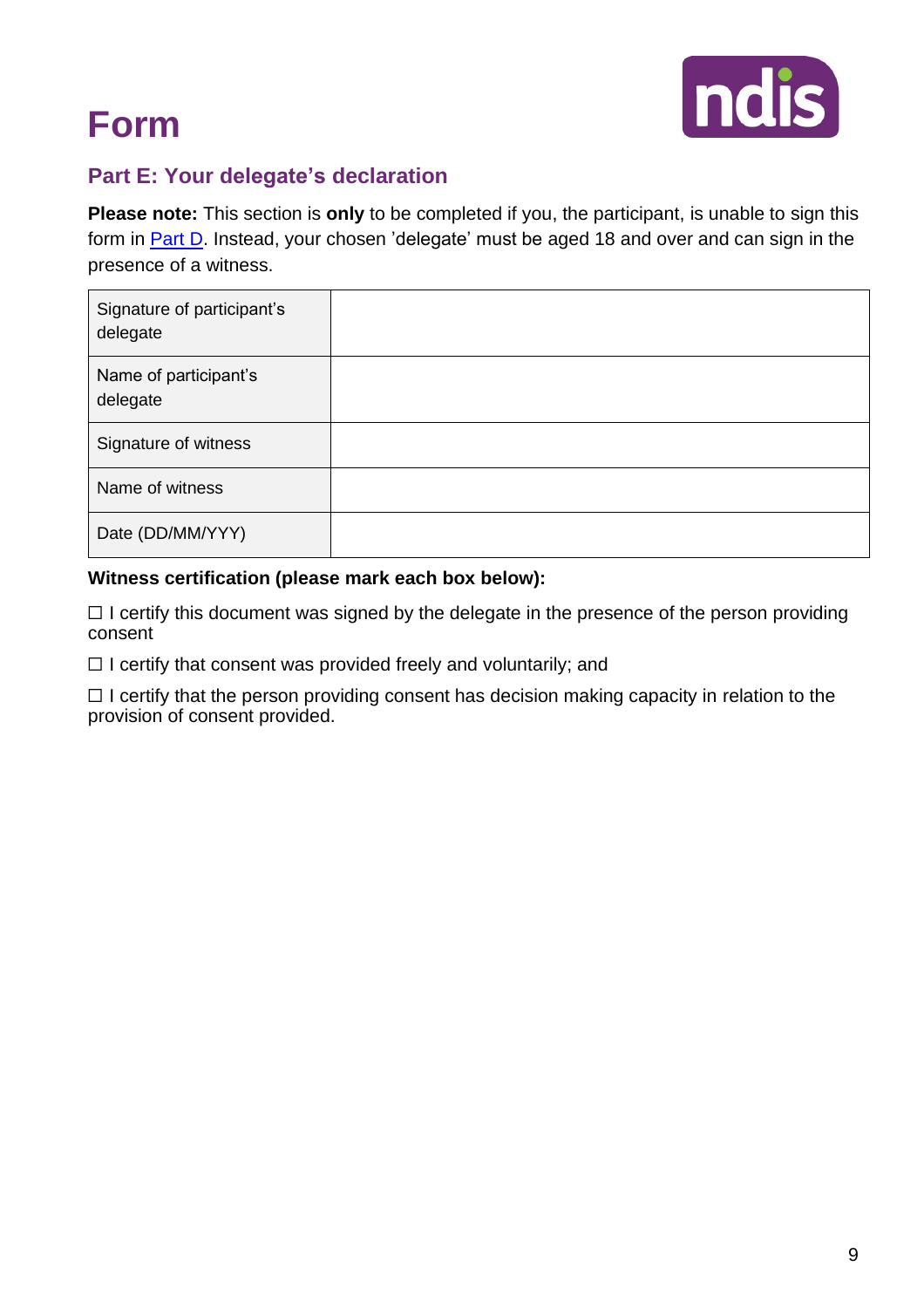# Form

## Part E: Your delegate's declaration

**Please note:** This section is **only** to be completed if you, the participant, is unable to sign this form in Part D. Instead, your chosen 'delegate' must be aged 18 and over and can sign in the presence of a witness.

| | |
|---|---|
| Signature of participant's delegate | |
| Name of participant's delegate | |
| Signature of witness | |
| Name of witness | |
| Date (DD/MM/YYY) | |

**Witness certification (please mark each box below):**

☐ I certify this document was signed by the delegate in the presence of the person providing consent

☐ I certify that consent was provided freely and voluntarily; and

☐ I certify that the person providing consent has decision making capacity in relation to the provision of consent provided.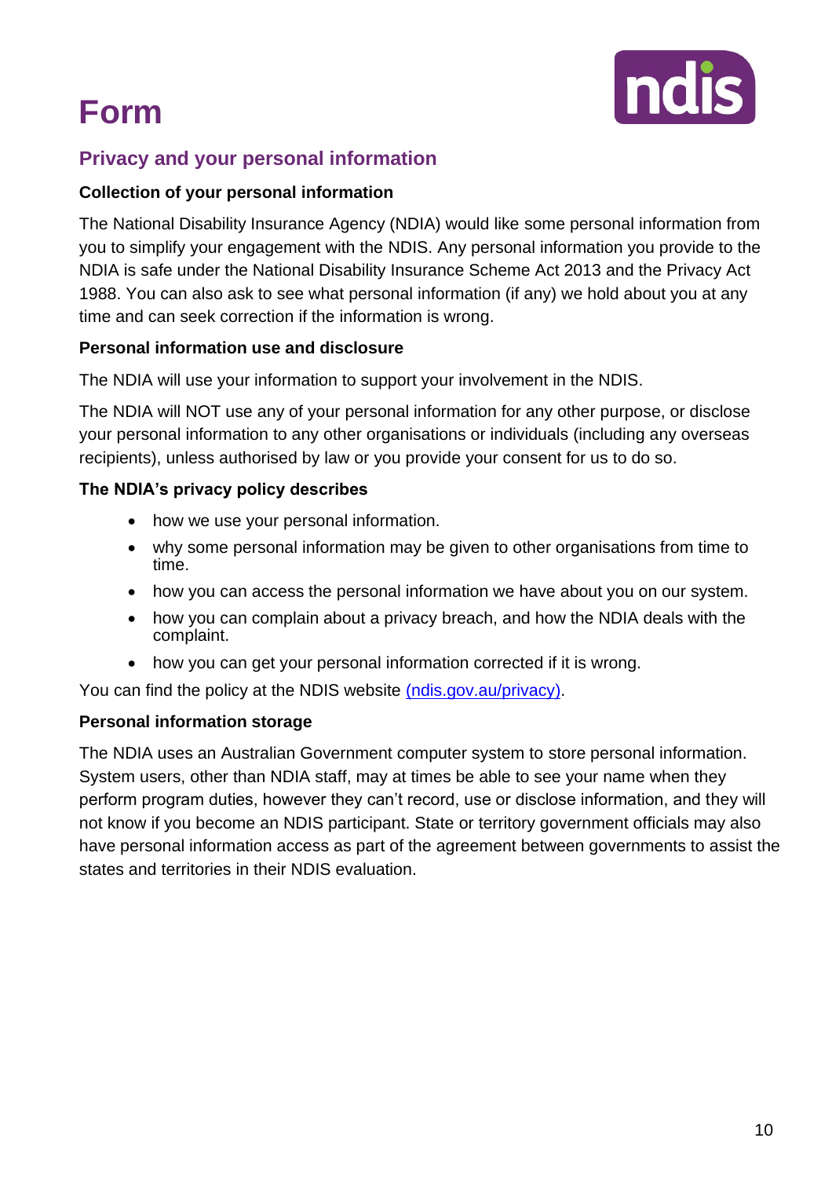# Form

## Privacy and your personal information

### Collection of your personal information

The National Disability Insurance Agency (NDIA) would like some personal information from you to simplify your engagement with the NDIS. Any personal information you provide to the NDIA is safe under the National Disability Insurance Scheme Act 2013 and the Privacy Act 1988. You can also ask to see what personal information (if any) we hold about you at any time and can seek correction if the information is wrong.

### Personal information use and disclosure

The NDIA will use your information to support your involvement in the NDIS.

The NDIA will NOT use any of your personal information for any other purpose, or disclose your personal information to any other organisations or individuals (including any overseas recipients), unless authorised by law or you provide your consent for us to do so.

### The NDIA's privacy policy describes

- how we use your personal information.
- why some personal information may be given to other organisations from time to time.
- how you can access the personal information we have about you on our system.
- how you can complain about a privacy breach, and how the NDIA deals with the complaint.
- how you can get your personal information corrected if it is wrong.

You can find the policy at the NDIS website [(ndis.gov.au/privacy)](ndis.gov.au/privacy).

### Personal information storage

The NDIA uses an Australian Government computer system to store personal information. System users, other than NDIA staff, may at times be able to see your name when they perform program duties, however they can't record, use or disclose information, and they will not know if you become an NDIS participant. State or territory government officials may also have personal information access as part of the agreement between governments to assist the states and territories in their NDIS evaluation.